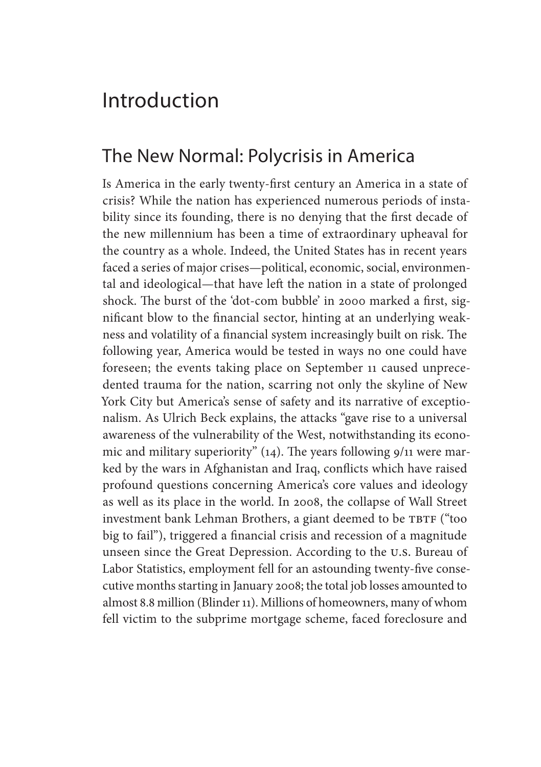# Introduction

## The New Normal: Polycrisis in America

Is America in the early twenty-first century an America in a state of crisis? While the nation has experienced numerous periods of instability since its founding, there is no denying that the first decade of the new millennium has been a time of extraordinary upheaval for the country as a whole. Indeed, the United States has in recent years faced a series of major crises—political, economic, social, environmental and ideological—that have left the nation in a state of prolonged shock. The burst of the 'dot-com bubble' in 2000 marked a first, significant blow to the financial sector, hinting at an underlying weakness and volatility of a financial system increasingly built on risk. The following year, America would be tested in ways no one could have foreseen; the events taking place on September 11 caused unprecedented trauma for the nation, scarring not only the skyline of New York City but America's sense of safety and its narrative of exceptionalism. As Ulrich Beck explains, the attacks "gave rise to a universal awareness of the vulnerability of the West, notwithstanding its economic and military superiority" (14). The years following 9/11 were marked by the wars in Afghanistan and Iraq, conflicts which have raised profound questions concerning America's core values and ideology as well as its place in the world. In 2008, the collapse of Wall Street investment bank Lehman Brothers, a giant deemed to be TBTF ("too big to fail"), triggered a financial crisis and recession of a magnitude unseen since the Great Depression. According to the U.S. Bureau of Labor Statistics, employment fell for an astounding twenty-five consecutive months starting in January 2008; the total job losses amounted to almost 8.8 million (Blinder 11). Millions of homeowners, many of whom fell victim to the subprime mortgage scheme, faced foreclosure and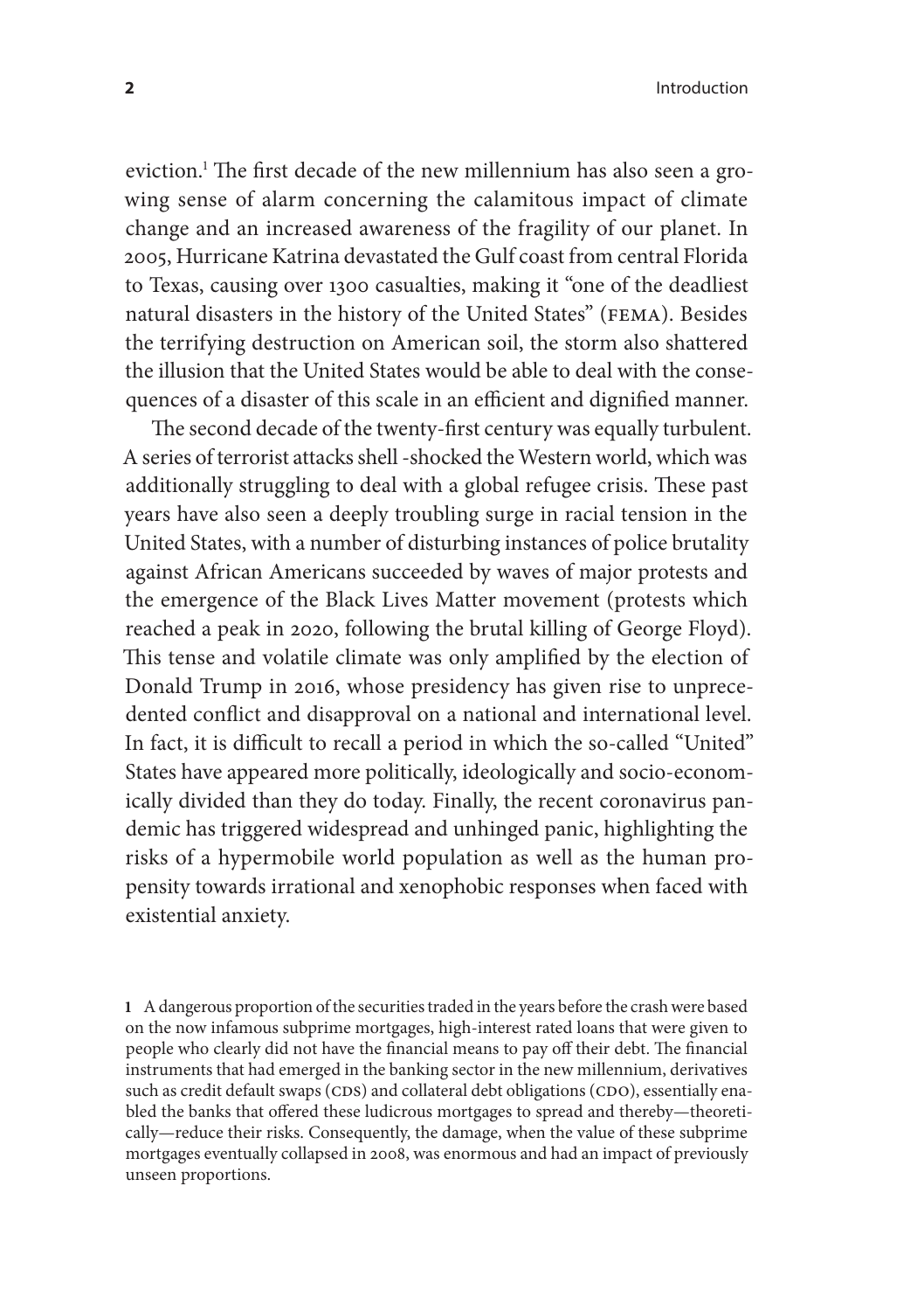eviction.[1] The first decade of the new millennium has also seen a growing sense of alarm concerning the calamitous impact of climate change and an increased awareness of the fragility of our planet. In 2005, Hurricane Katrina devastated the Gulf coast from central Florida to Texas, causing over 1300 casualties, making it "one of the deadliest natural disasters in the history of the United States" (FEMA). Besides the terrifying destruction on American soil, the storm also shattered the illusion that the United States would be able to deal with the consequences of a disaster of this scale in an efficient and dignified manner.

The second decade of the twenty-first century was equally turbulent. A series of terrorist attacks shell -shocked the Western world, which was additionally struggling to deal with a global refugee crisis. These past years have also seen a deeply troubling surge in racial tension in the United States, with a number of disturbing instances of police brutality against African Americans succeeded by waves of major protests and the emergence of the Black Lives Matter movement (protests which reached a peak in 2020, following the brutal killing of George Floyd). This tense and volatile climate was only amplified by the election of Donald Trump in 2016, whose presidency has given rise to unprecedented conflict and disapproval on a national and international level. In fact, it is difficult to recall a period in which the so-called "United" States have appeared more politically, ideologically and socio-economically divided than they do today. Finally, the recent coronavirus pandemic has triggered widespread and unhinged panic, highlighting the risks of a hypermobile world population as well as the human propensity towards irrational and xenophobic responses when faced with existential anxiety.

1 A dangerous proportion of the securities traded in the years before the crash were based on the now infamous subprime mortgages, high-interest rated loans that were given to people who clearly did not have the financial means to pay off their debt. The financial instruments that had emerged in the banking sector in the new millennium, derivatives such as credit default swaps (CDS) and collateral debt obligations (CDO), essentially enabled the banks that offered these ludicrous mortgages to spread and thereby—theoretically—reduce their risks. Consequently, the damage, when the value of these subprime mortgages eventually collapsed in 2008, was enormous and had an impact of previously unseen proportions.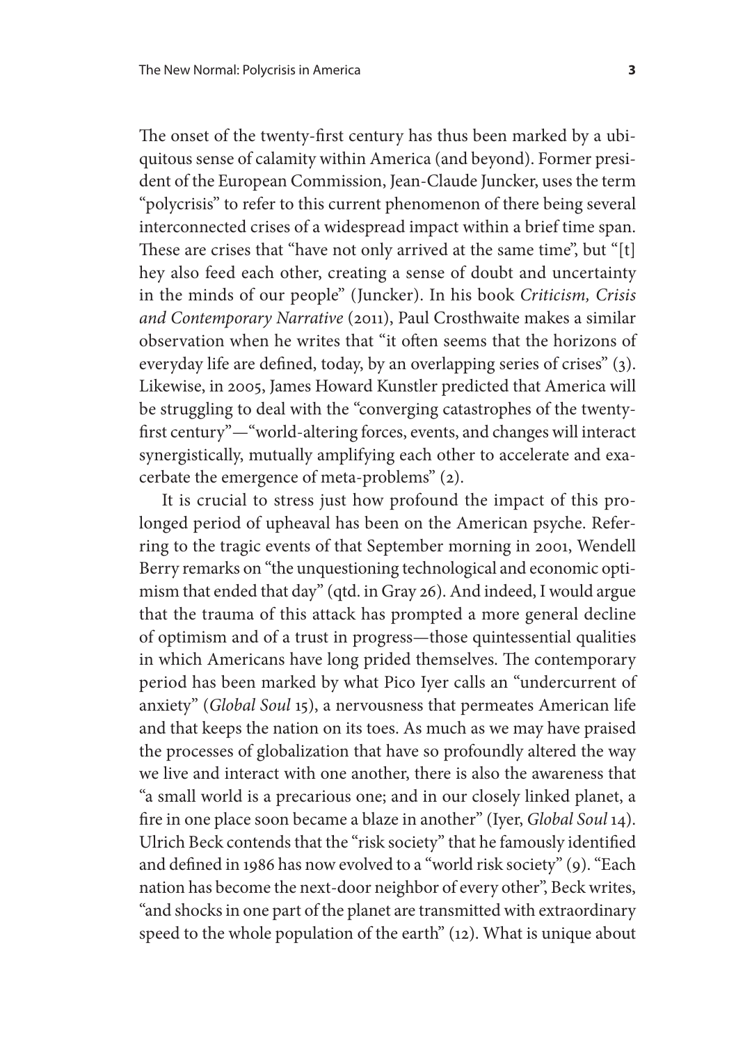The onset of the twenty-first century has thus been marked by a ubiquitous sense of calamity within America (and beyond). Former president of the European Commission, Jean-Claude Juncker, uses the term "polycrisis" to refer to this current phenomenon of there being several interconnected crises of a widespread impact within a brief time span. These are crises that "have not only arrived at the same time", but "[t]hey also feed each other, creating a sense of doubt and uncertainty in the minds of our people" (Juncker). In his book *Criticism, Crisis and Contemporary Narrative* (2011), Paul Crosthwaite makes a similar observation when he writes that "it often seems that the horizons of everyday life are defined, today, by an overlapping series of crises" (3). Likewise, in 2005, James Howard Kunstler predicted that America will be struggling to deal with the "converging catastrophes of the twenty-first century"—"world-altering forces, events, and changes will interact synergistically, mutually amplifying each other to accelerate and exacerbate the emergence of meta-problems" (2).

It is crucial to stress just how profound the impact of this prolonged period of upheaval has been on the American psyche. Referring to the tragic events of that September morning in 2001, Wendell Berry remarks on "the unquestioning technological and economic optimism that ended that day" (qtd. in Gray 26). And indeed, I would argue that the trauma of this attack has prompted a more general decline of optimism and of a trust in progress—those quintessential qualities in which Americans have long prided themselves. The contemporary period has been marked by what Pico Iyer calls an "undercurrent of anxiety" (*Global Soul* 15), a nervousness that permeates American life and that keeps the nation on its toes. As much as we may have praised the processes of globalization that have so profoundly altered the way we live and interact with one another, there is also the awareness that "a small world is a precarious one; and in our closely linked planet, a fire in one place soon became a blaze in another" (Iyer, *Global Soul* 14). Ulrich Beck contends that the "risk society" that he famously identified and defined in 1986 has now evolved to a "world risk society" (9). "Each nation has become the next-door neighbor of every other", Beck writes, "and shocks in one part of the planet are transmitted with extraordinary speed to the whole population of the earth" (12). What is unique about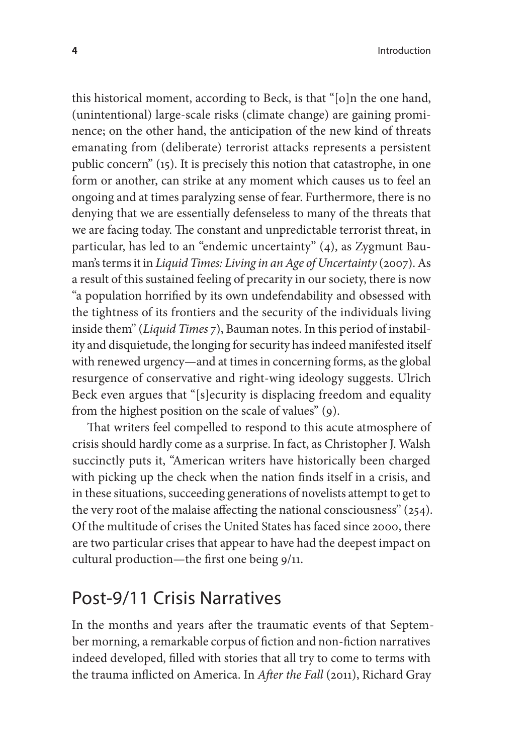this historical moment, according to Beck, is that "[o]n the one hand, (unintentional) large-scale risks (climate change) are gaining prominence; on the other hand, the anticipation of the new kind of threats emanating from (deliberate) terrorist attacks represents a persistent public concern" (15). It is precisely this notion that catastrophe, in one form or another, can strike at any moment which causes us to feel an ongoing and at times paralyzing sense of fear. Furthermore, there is no denying that we are essentially defenseless to many of the threats that we are facing today. The constant and unpredictable terrorist threat, in particular, has led to an "endemic uncertainty" (4), as Zygmunt Bauman's terms it in *Liquid Times: Living in an Age of Uncertainty* (2007). As a result of this sustained feeling of precarity in our society, there is now "a population horrified by its own undefendability and obsessed with the tightness of its frontiers and the security of the individuals living inside them" (*Liquid Times* 7), Bauman notes. In this period of instability and disquietude, the longing for security has indeed manifested itself with renewed urgency—and at times in concerning forms, as the global resurgence of conservative and right-wing ideology suggests. Ulrich Beck even argues that "[s]ecurity is displacing freedom and equality from the highest position on the scale of values" (9).

That writers feel compelled to respond to this acute atmosphere of crisis should hardly come as a surprise. In fact, as Christopher J. Walsh succinctly puts it, "American writers have historically been charged with picking up the check when the nation finds itself in a crisis, and in these situations, succeeding generations of novelists attempt to get to the very root of the malaise affecting the national consciousness" (254). Of the multitude of crises the United States has faced since 2000, there are two particular crises that appear to have had the deepest impact on cultural production—the first one being 9/11.

## Post-9/11 Crisis Narratives

In the months and years after the traumatic events of that September morning, a remarkable corpus of fiction and non-fiction narratives indeed developed, filled with stories that all try to come to terms with the trauma inflicted on America. In *After the Fall* (2011), Richard Gray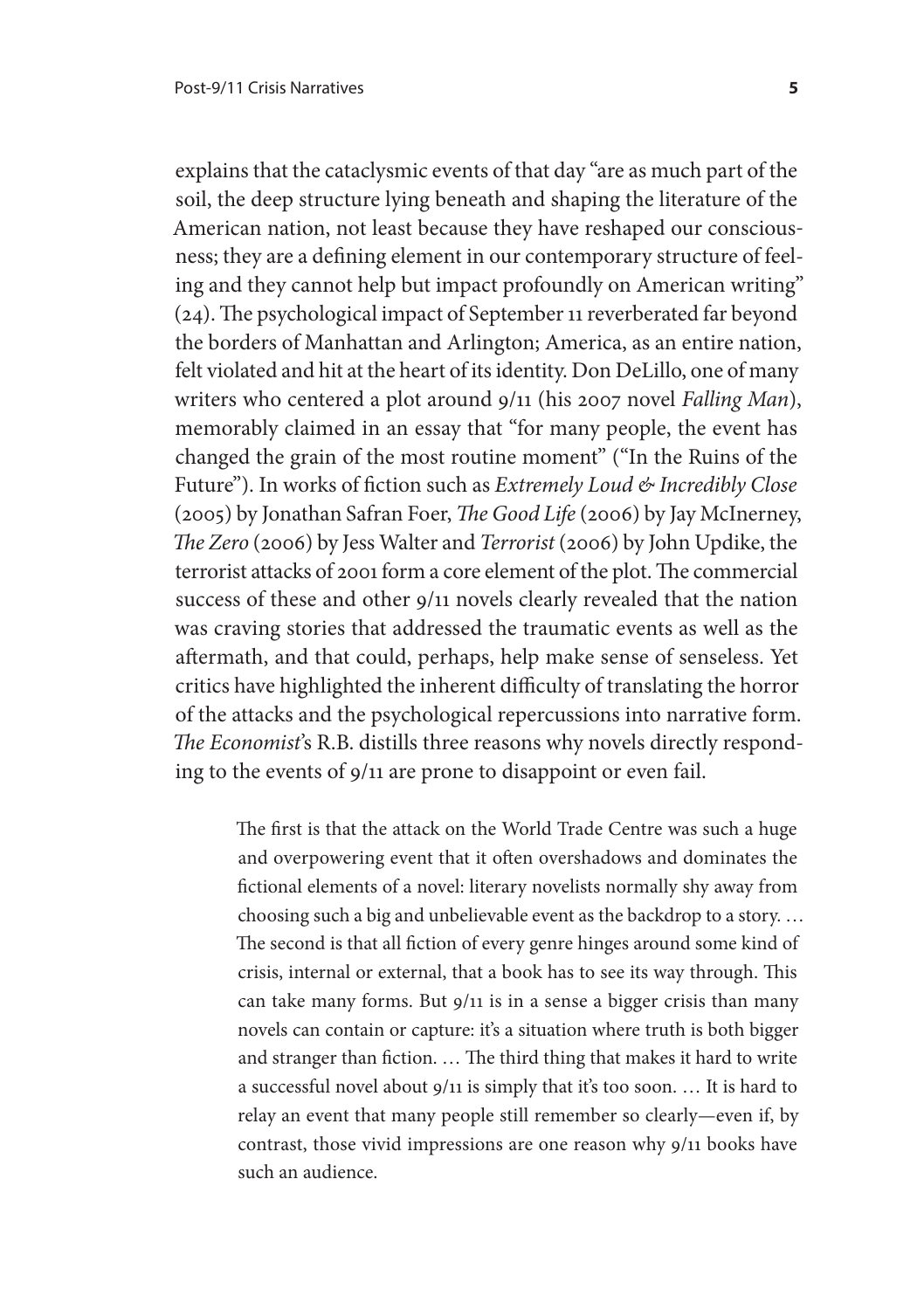explains that the cataclysmic events of that day "are as much part of the soil, the deep structure lying beneath and shaping the literature of the American nation, not least because they have reshaped our consciousness; they are a defining element in our contemporary structure of feeling and they cannot help but impact profoundly on American writing" (24). The psychological impact of September 11 reverberated far beyond the borders of Manhattan and Arlington; America, as an entire nation, felt violated and hit at the heart of its identity. Don DeLillo, one of many writers who centered a plot around 9/11 (his 2007 novel *Falling Man*), memorably claimed in an essay that "for many people, the event has changed the grain of the most routine moment" ("In the Ruins of the Future"). In works of fiction such as *Extremely Loud & Incredibly Close* (2005) by Jonathan Safran Foer, *The Good Life* (2006) by Jay McInerney, *The Zero* (2006) by Jess Walter and *Terrorist* (2006) by John Updike, the terrorist attacks of 2001 form a core element of the plot. The commercial success of these and other 9/11 novels clearly revealed that the nation was craving stories that addressed the traumatic events as well as the aftermath, and that could, perhaps, help make sense of senseless. Yet critics have highlighted the inherent difficulty of translating the horror of the attacks and the psychological repercussions into narrative form. *The Economist*'s R.B. distills three reasons why novels directly responding to the events of 9/11 are prone to disappoint or even fail.

> The first is that the attack on the World Trade Centre was such a huge and overpowering event that it often overshadows and dominates the fictional elements of a novel: literary novelists normally shy away from choosing such a big and unbelievable event as the backdrop to a story. … The second is that all fiction of every genre hinges around some kind of crisis, internal or external, that a book has to see its way through. This can take many forms. But 9/11 is in a sense a bigger crisis than many novels can contain or capture: it's a situation where truth is both bigger and stranger than fiction. … The third thing that makes it hard to write a successful novel about 9/11 is simply that it's too soon. … It is hard to relay an event that many people still remember so clearly—even if, by contrast, those vivid impressions are one reason why 9/11 books have such an audience.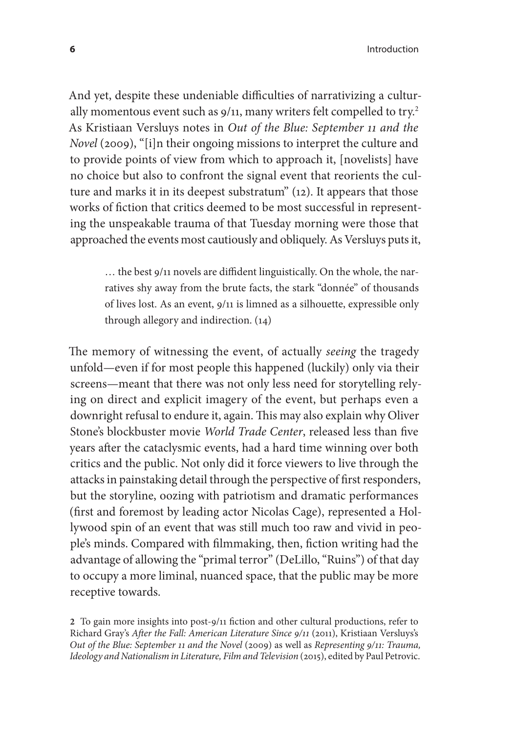And yet, despite these undeniable difficulties of narrativizing a culturally momentous event such as 9/11, many writers felt compelled to try.[2] As Kristiaan Versluys notes in *Out of the Blue: September 11 and the Novel* (2009), "[i]n their ongoing missions to interpret the culture and to provide points of view from which to approach it, [novelists] have no choice but also to confront the signal event that reorients the culture and marks it in its deepest substratum" (12). It appears that those works of fiction that critics deemed to be most successful in representing the unspeakable trauma of that Tuesday morning were those that approached the events most cautiously and obliquely. As Versluys puts it,

> … the best 9/11 novels are diffident linguistically. On the whole, the narratives shy away from the brute facts, the stark "donnée" of thousands of lives lost. As an event, 9/11 is limned as a silhouette, expressible only through allegory and indirection. (14)

The memory of witnessing the event, of actually *seeing* the tragedy unfold—even if for most people this happened (luckily) only via their screens—meant that there was not only less need for storytelling relying on direct and explicit imagery of the event, but perhaps even a downright refusal to endure it, again. This may also explain why Oliver Stone's blockbuster movie *World Trade Center*, released less than five years after the cataclysmic events, had a hard time winning over both critics and the public. Not only did it force viewers to live through the attacks in painstaking detail through the perspective of first responders, but the storyline, oozing with patriotism and dramatic performances (first and foremost by leading actor Nicolas Cage), represented a Hollywood spin of an event that was still much too raw and vivid in people's minds. Compared with filmmaking, then, fiction writing had the advantage of allowing the "primal terror" (DeLillo, "Ruins") of that day to occupy a more liminal, nuanced space, that the public may be more receptive towards.

2 To gain more insights into post-9/11 fiction and other cultural productions, refer to Richard Gray's *After the Fall: American Literature Since 9/11* (2011), Kristiaan Versluys's *Out of the Blue: September 11 and the Novel* (2009) as well as *Representing 9/11: Trauma, Ideology and Nationalism in Literature, Film and Television* (2015), edited by Paul Petrovic.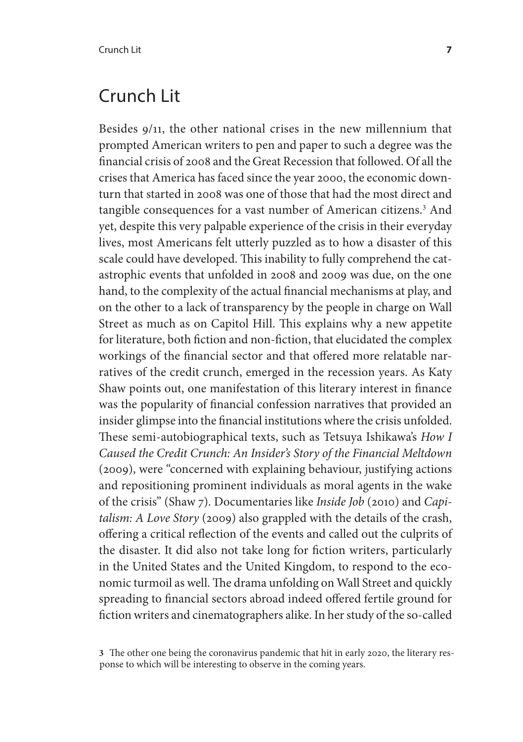## Crunch Lit

Besides 9/11, the other national crises in the new millennium that prompted American writers to pen and paper to such a degree was the financial crisis of 2008 and the Great Recession that followed. Of all the crises that America has faced since the year 2000, the economic downturn that started in 2008 was one of those that had the most direct and tangible consequences for a vast number of American citizens.[3] And yet, despite this very palpable experience of the crisis in their everyday lives, most Americans felt utterly puzzled as to how a disaster of this scale could have developed. This inability to fully comprehend the catastrophic events that unfolded in 2008 and 2009 was due, on the one hand, to the complexity of the actual financial mechanisms at play, and on the other to a lack of transparency by the people in charge on Wall Street as much as on Capitol Hill. This explains why a new appetite for literature, both fiction and non-fiction, that elucidated the complex workings of the financial sector and that offered more relatable narratives of the credit crunch, emerged in the recession years. As Katy Shaw points out, one manifestation of this literary interest in finance was the popularity of financial confession narratives that provided an insider glimpse into the financial institutions where the crisis unfolded. These semi-autobiographical texts, such as Tetsuya Ishikawa's *How I Caused the Credit Crunch: An Insider's Story of the Financial Meltdown* (2009), were "concerned with explaining behaviour, justifying actions and repositioning prominent individuals as moral agents in the wake of the crisis" (Shaw 7). Documentaries like *Inside Job* (2010) and *Capitalism: A Love Story* (2009) also grappled with the details of the crash, offering a critical reflection of the events and called out the culprits of the disaster. It did also not take long for fiction writers, particularly in the United States and the United Kingdom, to respond to the economic turmoil as well. The drama unfolding on Wall Street and quickly spreading to financial sectors abroad indeed offered fertile ground for fiction writers and cinematographers alike. In her study of the so-called

[3] The other one being the coronavirus pandemic that hit in early 2020, the literary response to which will be interesting to observe in the coming years.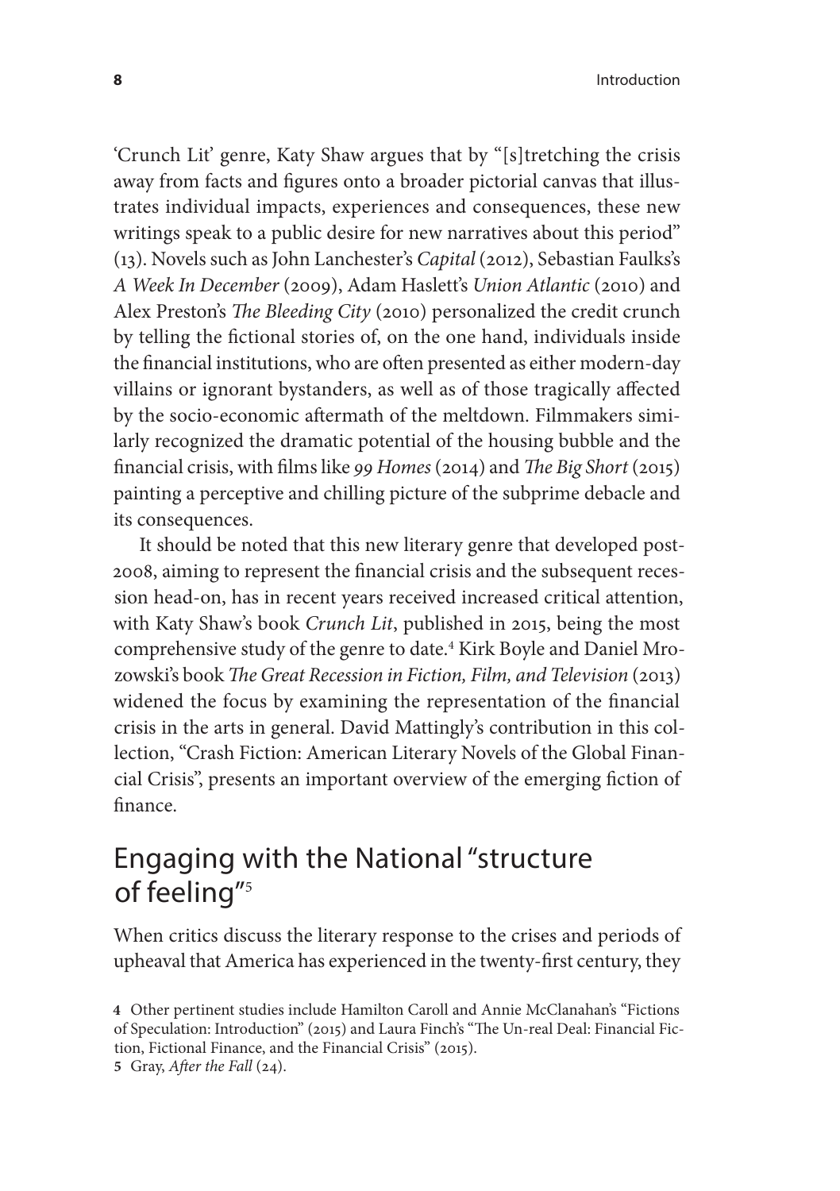'Crunch Lit' genre, Katy Shaw argues that by "[s]tretching the crisis away from facts and figures onto a broader pictorial canvas that illustrates individual impacts, experiences and consequences, these new writings speak to a public desire for new narratives about this period" (13). Novels such as John Lanchester's *Capital* (2012), Sebastian Faulks's *A Week In December* (2009), Adam Haslett's *Union Atlantic* (2010) and Alex Preston's *The Bleeding City* (2010) personalized the credit crunch by telling the fictional stories of, on the one hand, individuals inside the financial institutions, who are often presented as either modern-day villains or ignorant bystanders, as well as of those tragically affected by the socio-economic aftermath of the meltdown. Filmmakers similarly recognized the dramatic potential of the housing bubble and the financial crisis, with films like *99 Homes* (2014) and *The Big Short* (2015) painting a perceptive and chilling picture of the subprime debacle and its consequences.

It should be noted that this new literary genre that developed post-2008, aiming to represent the financial crisis and the subsequent recession head-on, has in recent years received increased critical attention, with Katy Shaw's book *Crunch Lit*, published in 2015, being the most comprehensive study of the genre to date.[4] Kirk Boyle and Daniel Mrozowski's book *The Great Recession in Fiction, Film, and Television* (2013) widened the focus by examining the representation of the financial crisis in the arts in general. David Mattingly's contribution in this collection, "Crash Fiction: American Literary Novels of the Global Financial Crisis", presents an important overview of the emerging fiction of finance.

## Engaging with the National "structure of feeling"[5]

When critics discuss the literary response to the crises and periods of upheaval that America has experienced in the twenty-first century, they

**4** Other pertinent studies include Hamilton Caroll and Annie McClanahan's "Fictions of Speculation: Introduction" (2015) and Laura Finch's "The Un-real Deal: Financial Fiction, Fictional Finance, and the Financial Crisis" (2015).

**5** Gray, *After the Fall* (24).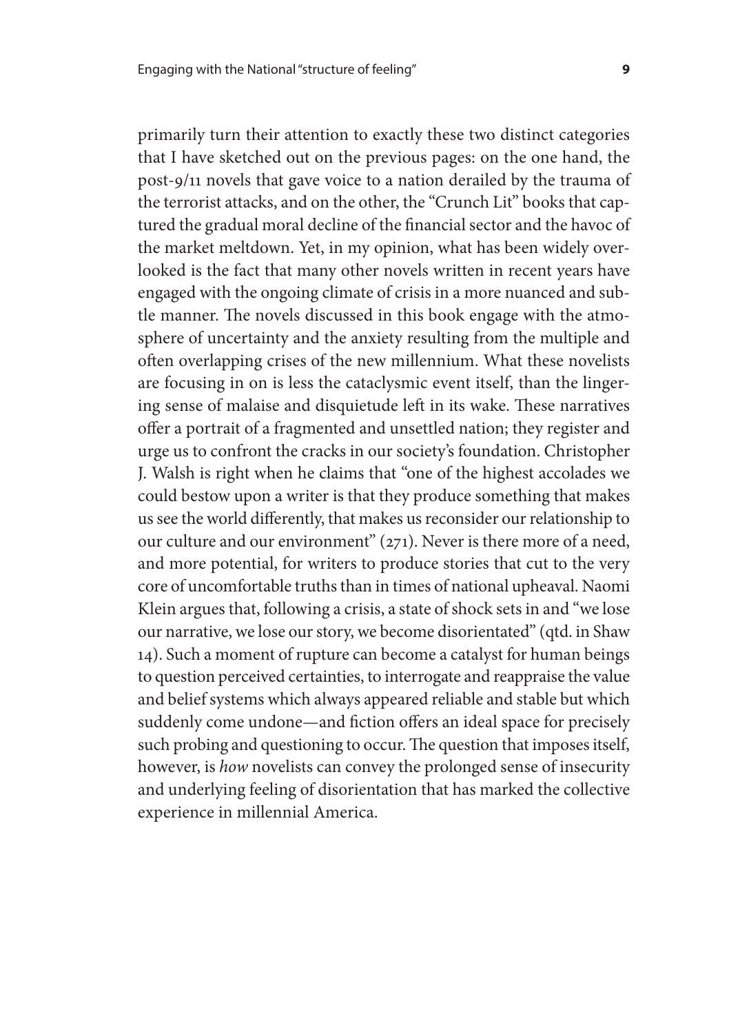primarily turn their attention to exactly these two distinct categories that I have sketched out on the previous pages: on the one hand, the post-9/11 novels that gave voice to a nation derailed by the trauma of the terrorist attacks, and on the other, the "Crunch Lit" books that captured the gradual moral decline of the financial sector and the havoc of the market meltdown. Yet, in my opinion, what has been widely overlooked is the fact that many other novels written in recent years have engaged with the ongoing climate of crisis in a more nuanced and subtle manner. The novels discussed in this book engage with the atmosphere of uncertainty and the anxiety resulting from the multiple and often overlapping crises of the new millennium. What these novelists are focusing in on is less the cataclysmic event itself, than the lingering sense of malaise and disquietude left in its wake. These narratives offer a portrait of a fragmented and unsettled nation; they register and urge us to confront the cracks in our society's foundation. Christopher J. Walsh is right when he claims that "one of the highest accolades we could bestow upon a writer is that they produce something that makes us see the world differently, that makes us reconsider our relationship to our culture and our environment" (271). Never is there more of a need, and more potential, for writers to produce stories that cut to the very core of uncomfortable truths than in times of national upheaval. Naomi Klein argues that, following a crisis, a state of shock sets in and "we lose our narrative, we lose our story, we become disorientated" (qtd. in Shaw 14). Such a moment of rupture can become a catalyst for human beings to question perceived certainties, to interrogate and reappraise the value and belief systems which always appeared reliable and stable but which suddenly come undone—and fiction offers an ideal space for precisely such probing and questioning to occur. The question that imposes itself, however, is *how* novelists can convey the prolonged sense of insecurity and underlying feeling of disorientation that has marked the collective experience in millennial America.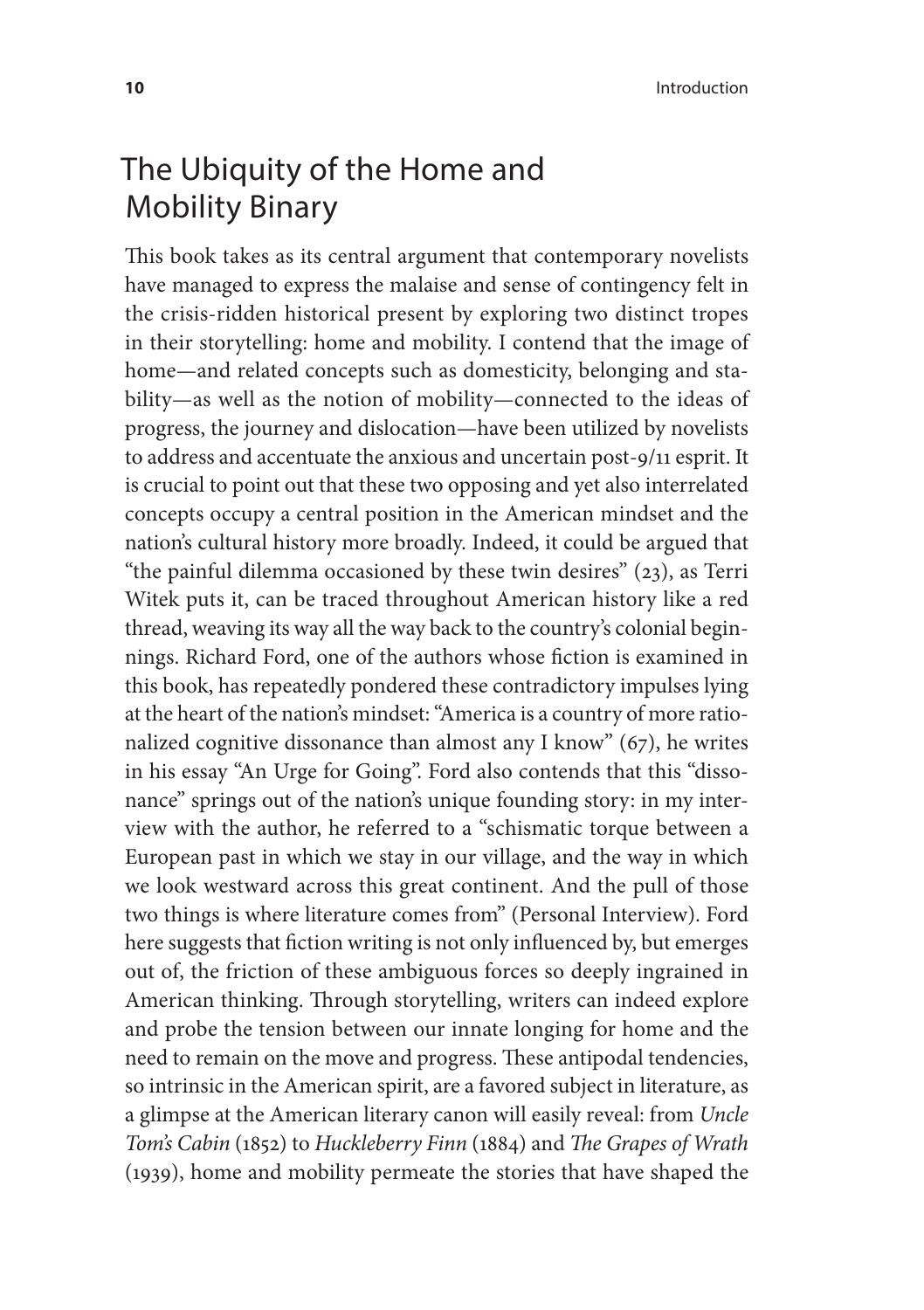## The Ubiquity of the Home and Mobility Binary

This book takes as its central argument that contemporary novelists have managed to express the malaise and sense of contingency felt in the crisis-ridden historical present by exploring two distinct tropes in their storytelling: home and mobility. I contend that the image of home—and related concepts such as domesticity, belonging and stability—as well as the notion of mobility—connected to the ideas of progress, the journey and dislocation—have been utilized by novelists to address and accentuate the anxious and uncertain post-9/11 esprit. It is crucial to point out that these two opposing and yet also interrelated concepts occupy a central position in the American mindset and the nation's cultural history more broadly. Indeed, it could be argued that "the painful dilemma occasioned by these twin desires" (23), as Terri Witek puts it, can be traced throughout American history like a red thread, weaving its way all the way back to the country's colonial beginnings. Richard Ford, one of the authors whose fiction is examined in this book, has repeatedly pondered these contradictory impulses lying at the heart of the nation's mindset: "America is a country of more rationalized cognitive dissonance than almost any I know" (67), he writes in his essay "An Urge for Going". Ford also contends that this "dissonance" springs out of the nation's unique founding story: in my interview with the author, he referred to a "schismatic torque between a European past in which we stay in our village, and the way in which we look westward across this great continent. And the pull of those two things is where literature comes from" (Personal Interview). Ford here suggests that fiction writing is not only influenced by, but emerges out of, the friction of these ambiguous forces so deeply ingrained in American thinking. Through storytelling, writers can indeed explore and probe the tension between our innate longing for home and the need to remain on the move and progress. These antipodal tendencies, so intrinsic in the American spirit, are a favored subject in literature, as a glimpse at the American literary canon will easily reveal: from *Uncle Tom's Cabin* (1852) to *Huckleberry Finn* (1884) and *The Grapes of Wrath* (1939), home and mobility permeate the stories that have shaped the